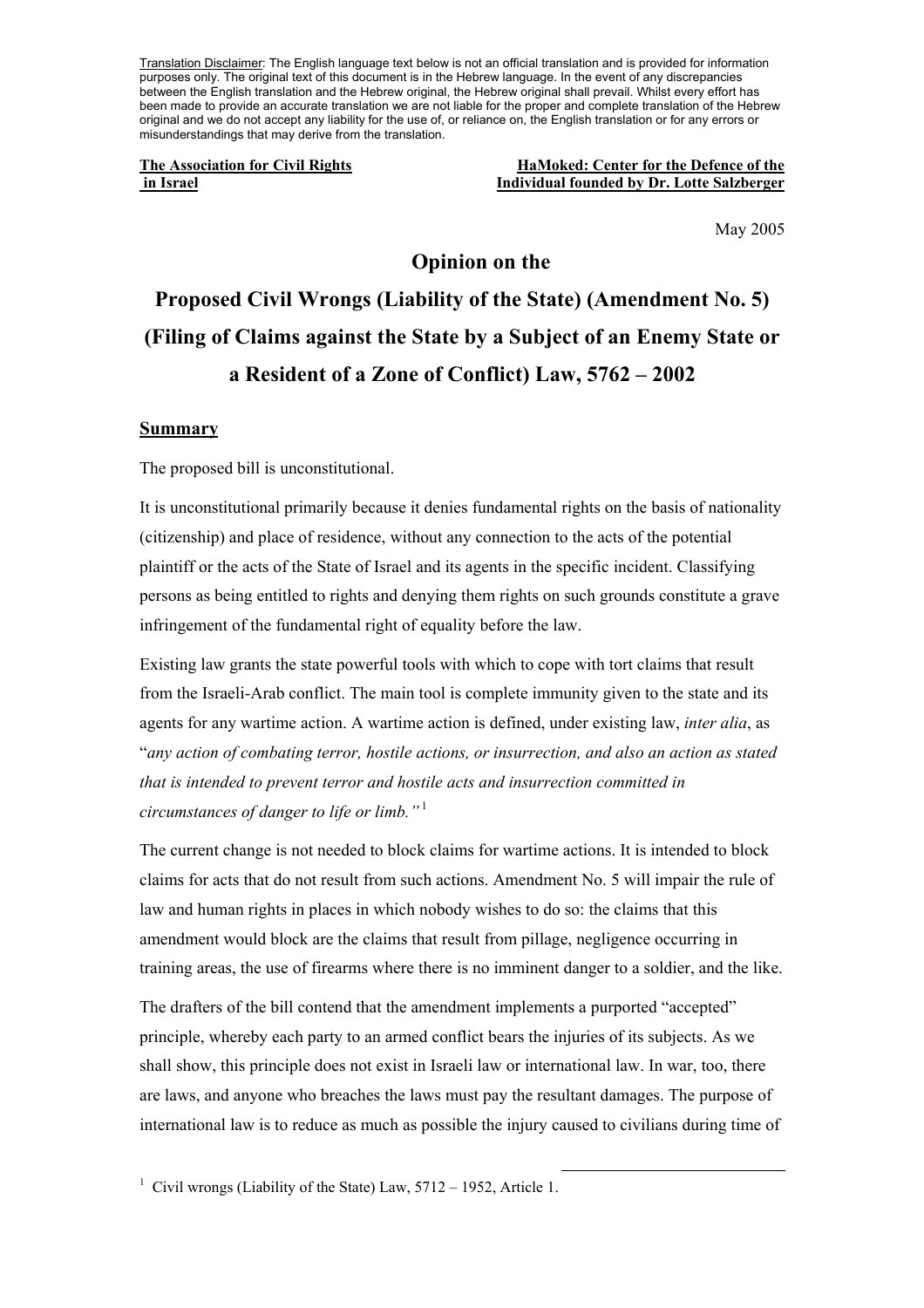<u>Translation Disclaimer</u>: The English language text below is not an official translation and is provided for information purposes only. The original text of this document is in the Hebrew language. In the event of any discrepancies between the English translation and the Hebrew original, the Hebrew original shall prevail. Whilst every effort has been made to provide an accurate translation we are not liable for the proper and complete translation of the Hebrew original and we do not accept any liability for the use of, or reliance on, the English translation or for any errors or misunderstandings that may derive from the translation.

**The Association for Civil Rights in Israel**

**HaMoked: Center for the Defence of the Individual founded by Dr. Lotte Salzberger**

May 2005

# Opinion on the Proposed Civil Wrongs (Liability of the State) (Amendment No. 5) (Filing of Claims against the State by a Subject of an Enemy State or a Resident of a Zone of Conflict) Law, 5762 – 2002

## Summary

The proposed bill is unconstitutional.

It is unconstitutional primarily because it denies fundamental rights on the basis of nationality (citizenship) and place of residence, without any connection to the acts of the potential plaintiff or the acts of the State of Israel and its agents in the specific incident. Classifying persons as being entitled to rights and denying them rights on such grounds constitute a grave infringement of the fundamental right of equality before the law.

Existing law grants the state powerful tools with which to cope with tort claims that result from the Israeli-Arab conflict. The main tool is complete immunity given to the state and its agents for any wartime action. A wartime action is defined, under existing law, *inter alia*, as "*any action of combating terror, hostile actions, or insurrection, and also an action as stated that is intended to prevent terror and hostile acts and insurrection committed in circumstances of danger to life or limb.*"[1]

The current change is not needed to block claims for wartime actions. It is intended to block claims for acts that do not result from such actions. Amendment No. 5 will impair the rule of law and human rights in places in which nobody wishes to do so: the claims that this amendment would block are the claims that result from pillage, negligence occurring in training areas, the use of firearms where there is no imminent danger to a soldier, and the like.

The drafters of the bill contend that the amendment implements a purported "accepted" principle, whereby each party to an armed conflict bears the injuries of its subjects. As we shall show, this principle does not exist in Israeli law or international law. In war, too, there are laws, and anyone who breaches the laws must pay the resultant damages. The purpose of international law is to reduce as much as possible the injury caused to civilians during time of

---

[1] Civil wrongs (Liability of the State) Law, 5712 – 1952, Article 1.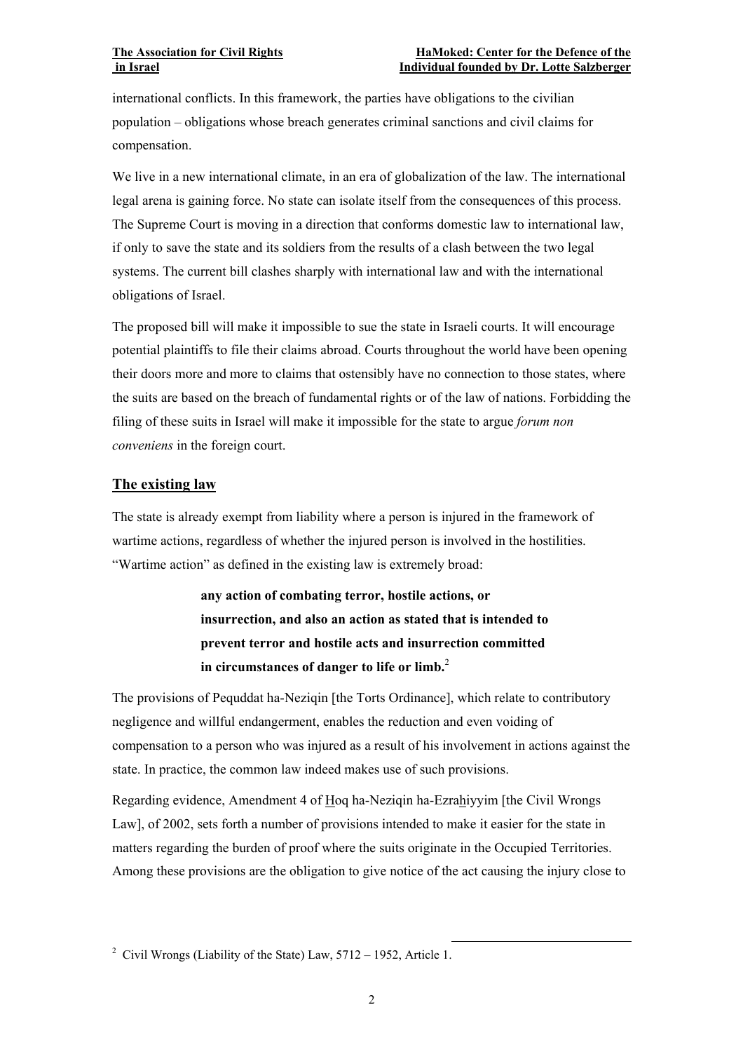international conflicts. In this framework, the parties have obligations to the civilian population – obligations whose breach generates criminal sanctions and civil claims for compensation.

We live in a new international climate, in an era of globalization of the law. The international legal arena is gaining force. No state can isolate itself from the consequences of this process. The Supreme Court is moving in a direction that conforms domestic law to international law, if only to save the state and its soldiers from the results of a clash between the two legal systems. The current bill clashes sharply with international law and with the international obligations of Israel.

The proposed bill will make it impossible to sue the state in Israeli courts. It will encourage potential plaintiffs to file their claims abroad. Courts throughout the world have been opening their doors more and more to claims that ostensibly have no connection to those states, where the suits are based on the breach of fundamental rights or of the law of nations. Forbidding the filing of these suits in Israel will make it impossible for the state to argue *forum non conveniens* in the foreign court.

## The existing law

The state is already exempt from liability where a person is injured in the framework of wartime actions, regardless of whether the injured person is involved in the hostilities. "Wartime action" as defined in the existing law is extremely broad:

> **any action of combating terror, hostile actions, or insurrection, and also an action as stated that is intended to prevent terror and hostile acts and insurrection committed in circumstances of danger to life or limb.**[2]

The provisions of Pequddat ha-Neziqin [the Torts Ordinance], which relate to contributory negligence and willful endangerment, enables the reduction and even voiding of compensation to a person who was injured as a result of his involvement in actions against the state. In practice, the common law indeed makes use of such provisions.

Regarding evidence, Amendment 4 of Hoq ha-Neziqin ha-Ezrahiyyim [the Civil Wrongs Law], of 2002, sets forth a number of provisions intended to make it easier for the state in matters regarding the burden of proof where the suits originate in the Occupied Territories. Among these provisions are the obligation to give notice of the act causing the injury close to

[2] Civil Wrongs (Liability of the State) Law, 5712 – 1952, Article 1.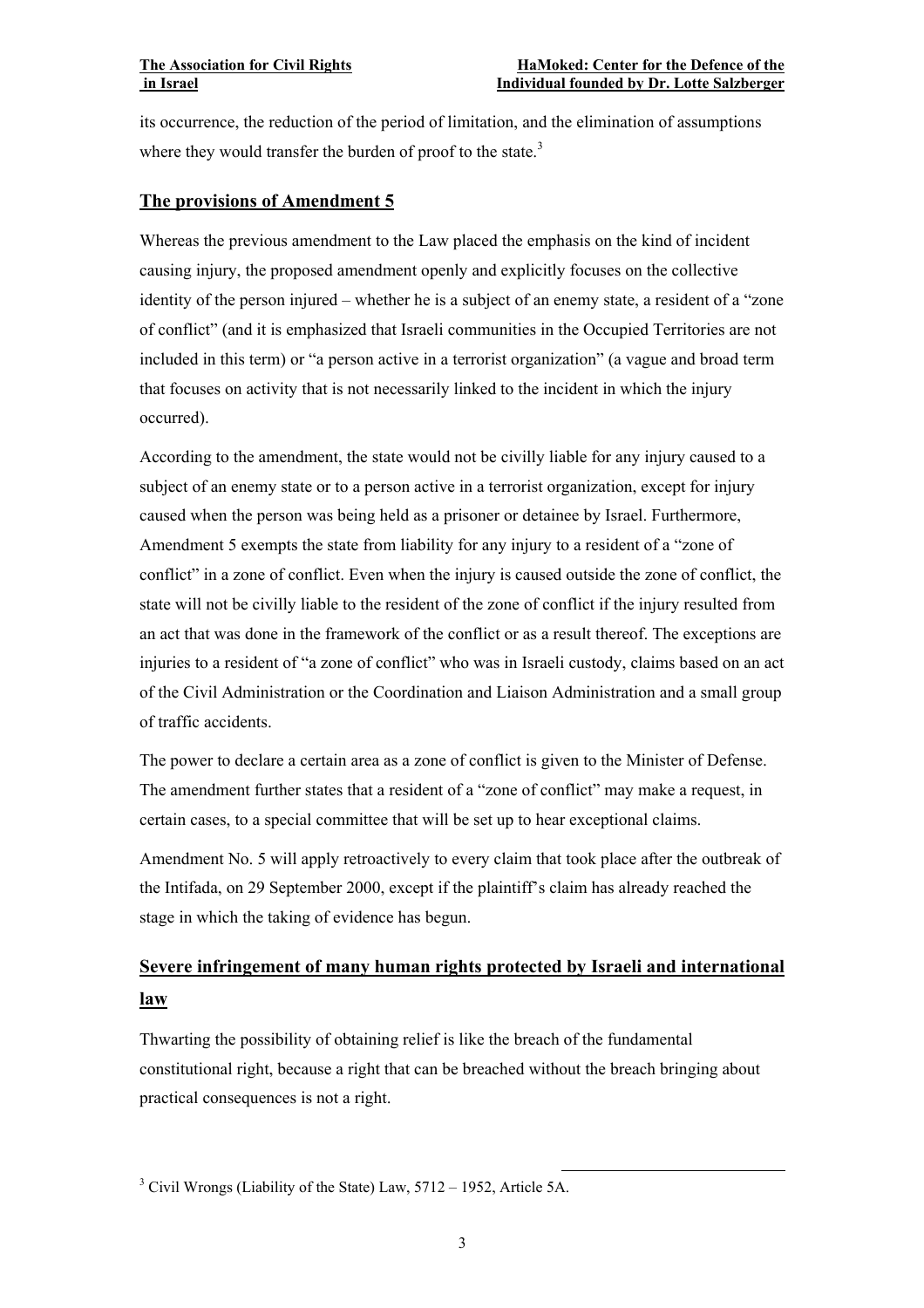its occurrence, the reduction of the period of limitation, and the elimination of assumptions where they would transfer the burden of proof to the state.[3]

## The provisions of Amendment 5

Whereas the previous amendment to the Law placed the emphasis on the kind of incident causing injury, the proposed amendment openly and explicitly focuses on the collective identity of the person injured – whether he is a subject of an enemy state, a resident of a "zone of conflict" (and it is emphasized that Israeli communities in the Occupied Territories are not included in this term) or "a person active in a terrorist organization" (a vague and broad term that focuses on activity that is not necessarily linked to the incident in which the injury occurred).

According to the amendment, the state would not be civilly liable for any injury caused to a subject of an enemy state or to a person active in a terrorist organization, except for injury caused when the person was being held as a prisoner or detainee by Israel. Furthermore, Amendment 5 exempts the state from liability for any injury to a resident of a "zone of conflict" in a zone of conflict. Even when the injury is caused outside the zone of conflict, the state will not be civilly liable to the resident of the zone of conflict if the injury resulted from an act that was done in the framework of the conflict or as a result thereof. The exceptions are injuries to a resident of "a zone of conflict" who was in Israeli custody, claims based on an act of the Civil Administration or the Coordination and Liaison Administration and a small group of traffic accidents.

The power to declare a certain area as a zone of conflict is given to the Minister of Defense. The amendment further states that a resident of a "zone of conflict" may make a request, in certain cases, to a special committee that will be set up to hear exceptional claims.

Amendment No. 5 will apply retroactively to every claim that took place after the outbreak of the Intifada, on 29 September 2000, except if the plaintiff's claim has already reached the stage in which the taking of evidence has begun.

## Severe infringement of many human rights protected by Israeli and international law

Thwarting the possibility of obtaining relief is like the breach of the fundamental constitutional right, because a right that can be breached without the breach bringing about practical consequences is not a right.

---

[3] Civil Wrongs (Liability of the State) Law, 5712 – 1952, Article 5A.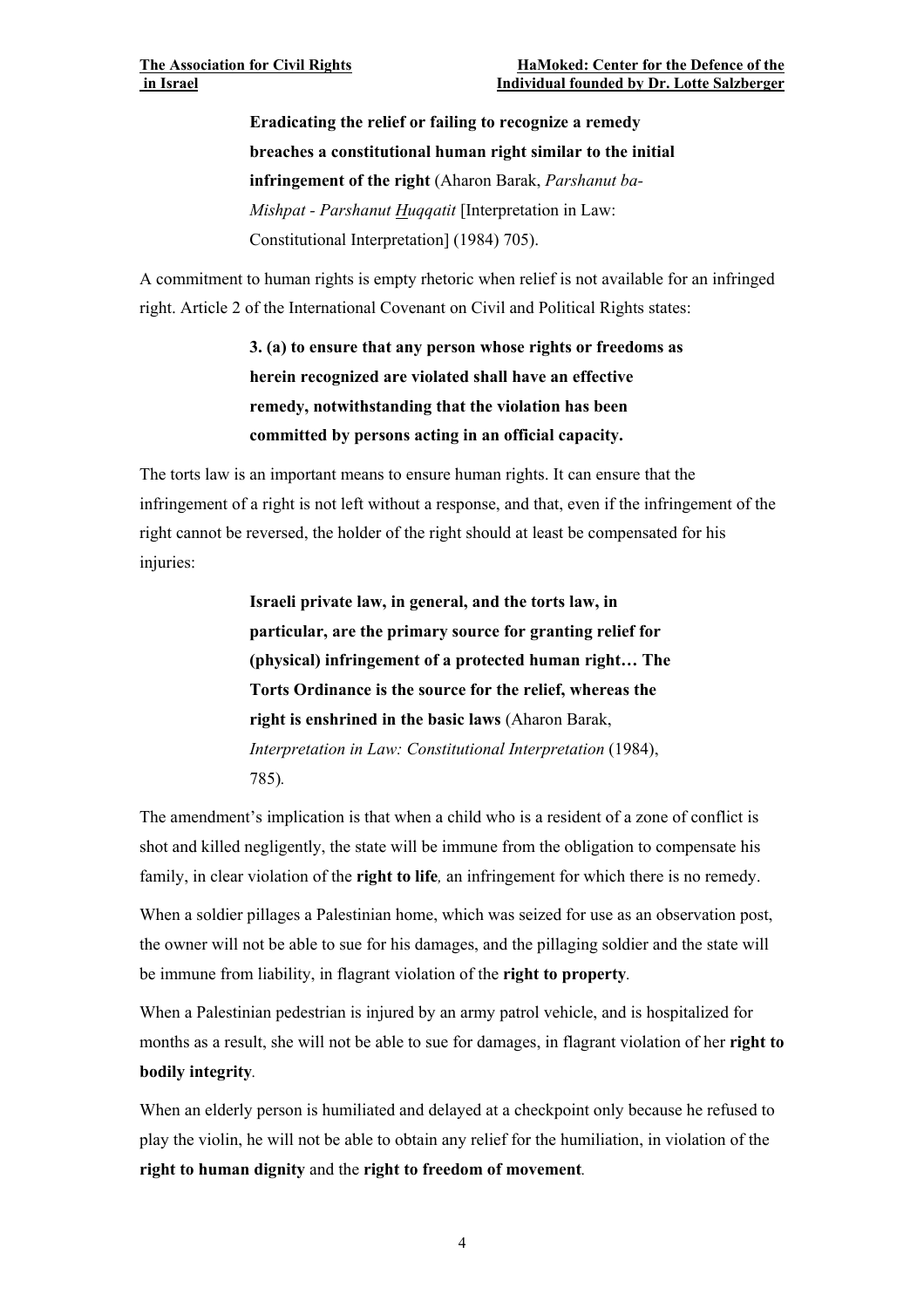> **Eradicating the relief or failing to recognize a remedy breaches a constitutional human right similar to the initial infringement of the right** (Aharon Barak, *Parshanut ba-Mishpat - Parshanut Huqqatit* [Interpretation in Law: Constitutional Interpretation] (1984) 705).

A commitment to human rights is empty rhetoric when relief is not available for an infringed right. Article 2 of the International Covenant on Civil and Political Rights states:

> **3. (a) to ensure that any person whose rights or freedoms as herein recognized are violated shall have an effective remedy, notwithstanding that the violation has been committed by persons acting in an official capacity.**

The torts law is an important means to ensure human rights. It can ensure that the infringement of a right is not left without a response, and that, even if the infringement of the right cannot be reversed, the holder of the right should at least be compensated for his injuries:

> **Israeli private law, in general, and the torts law, in particular, are the primary source for granting relief for (physical) infringement of a protected human right… The Torts Ordinance is the source for the relief, whereas the right is enshrined in the basic laws** (Aharon Barak, *Interpretation in Law: Constitutional Interpretation* (1984), 785).

The amendment's implication is that when a child who is a resident of a zone of conflict is shot and killed negligently, the state will be immune from the obligation to compensate his family, in clear violation of the **right to life**, an infringement for which there is no remedy.

When a soldier pillages a Palestinian home, which was seized for use as an observation post, the owner will not be able to sue for his damages, and the pillaging soldier and the state will be immune from liability, in flagrant violation of the **right to property**.

When a Palestinian pedestrian is injured by an army patrol vehicle, and is hospitalized for months as a result, she will not be able to sue for damages, in flagrant violation of her **right to bodily integrity**.

When an elderly person is humiliated and delayed at a checkpoint only because he refused to play the violin, he will not be able to obtain any relief for the humiliation, in violation of the **right to human dignity** and the **right to freedom of movement**.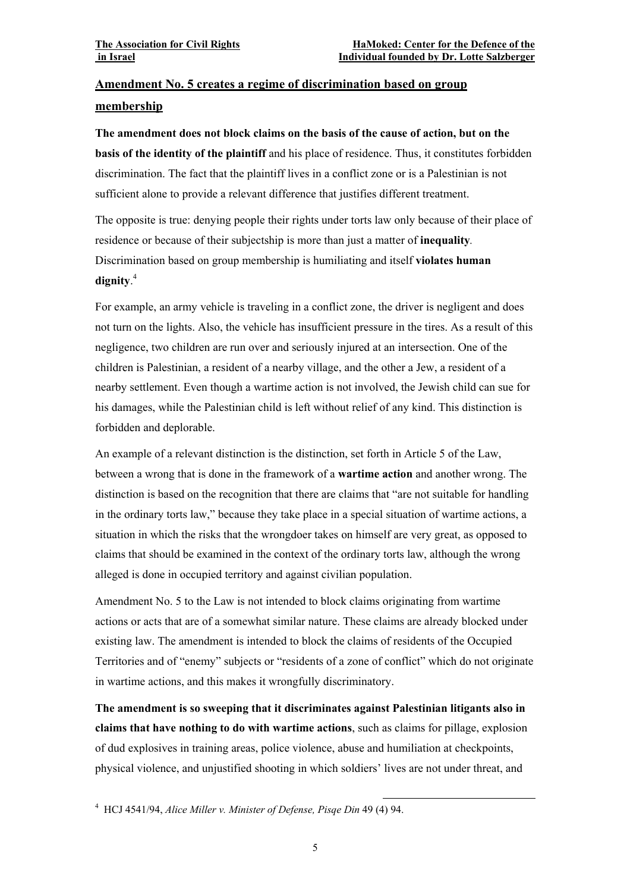## **Amendment No. 5 creates a regime of discrimination based on group membership**

**The amendment does not block claims on the basis of the cause of action, but on the basis of the identity of the plaintiff** and his place of residence. Thus, it constitutes forbidden discrimination. The fact that the plaintiff lives in a conflict zone or is a Palestinian is not sufficient alone to provide a relevant difference that justifies different treatment.

The opposite is true: denying people their rights under torts law only because of their place of residence or because of their subjectship is more than just a matter of **inequality**. Discrimination based on group membership is humiliating and itself **violates human dignity**.[4]

For example, an army vehicle is traveling in a conflict zone, the driver is negligent and does not turn on the lights. Also, the vehicle has insufficient pressure in the tires. As a result of this negligence, two children are run over and seriously injured at an intersection. One of the children is Palestinian, a resident of a nearby village, and the other a Jew, a resident of a nearby settlement. Even though a wartime action is not involved, the Jewish child can sue for his damages, while the Palestinian child is left without relief of any kind. This distinction is forbidden and deplorable.

An example of a relevant distinction is the distinction, set forth in Article 5 of the Law, between a wrong that is done in the framework of a **wartime action** and another wrong. The distinction is based on the recognition that there are claims that "are not suitable for handling in the ordinary torts law," because they take place in a special situation of wartime actions, a situation in which the risks that the wrongdoer takes on himself are very great, as opposed to claims that should be examined in the context of the ordinary torts law, although the wrong alleged is done in occupied territory and against civilian population.

Amendment No. 5 to the Law is not intended to block claims originating from wartime actions or acts that are of a somewhat similar nature. These claims are already blocked under existing law. The amendment is intended to block the claims of residents of the Occupied Territories and of "enemy" subjects or "residents of a zone of conflict" which do not originate in wartime actions, and this makes it wrongfully discriminatory.

**The amendment is so sweeping that it discriminates against Palestinian litigants also in claims that have nothing to do with wartime actions**, such as claims for pillage, explosion of dud explosives in training areas, police violence, abuse and humiliation at checkpoints, physical violence, and unjustified shooting in which soldiers' lives are not under threat, and

---

[4] HCJ 4541/94, *Alice Miller v. Minister of Defense, Pisqe Din* 49 (4) 94.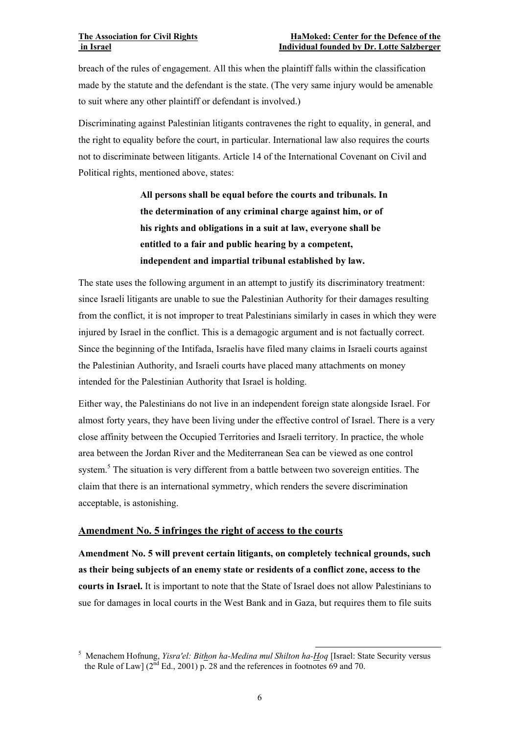breach of the rules of engagement. All this when the plaintiff falls within the classification made by the statute and the defendant is the state. (The very same injury would be amenable to suit where any other plaintiff or defendant is involved.)

Discriminating against Palestinian litigants contravenes the right to equality, in general, and the right to equality before the court, in particular. International law also requires the courts not to discriminate between litigants. Article 14 of the International Covenant on Civil and Political rights, mentioned above, states:

> **All persons shall be equal before the courts and tribunals. In the determination of any criminal charge against him, or of his rights and obligations in a suit at law, everyone shall be entitled to a fair and public hearing by a competent, independent and impartial tribunal established by law.**

The state uses the following argument in an attempt to justify its discriminatory treatment: since Israeli litigants are unable to sue the Palestinian Authority for their damages resulting from the conflict, it is not improper to treat Palestinians similarly in cases in which they were injured by Israel in the conflict. This is a demagogic argument and is not factually correct. Since the beginning of the Intifada, Israelis have filed many claims in Israeli courts against the Palestinian Authority, and Israeli courts have placed many attachments on money intended for the Palestinian Authority that Israel is holding.

Either way, the Palestinians do not live in an independent foreign state alongside Israel. For almost forty years, they have been living under the effective control of Israel. There is a very close affinity between the Occupied Territories and Israeli territory. In practice, the whole area between the Jordan River and the Mediterranean Sea can be viewed as one control system.[5] The situation is very different from a battle between two sovereign entities. The claim that there is an international symmetry, which renders the severe discrimination acceptable, is astonishing.

## Amendment No. 5 infringes the right of access to the courts

**Amendment No. 5 will prevent certain litigants, on completely technical grounds, such as their being subjects of an enemy state or residents of a conflict zone, access to the courts in Israel.** It is important to note that the State of Israel does not allow Palestinians to sue for damages in local courts in the West Bank and in Gaza, but requires them to file suits

---

[5] Menachem Hofnung, *Yisra'el: Bithon ha-Medina mul Shilton ha-Hoq* [Israel: State Security versus the Rule of Law] (2nd Ed., 2001) p. 28 and the references in footnotes 69 and 70.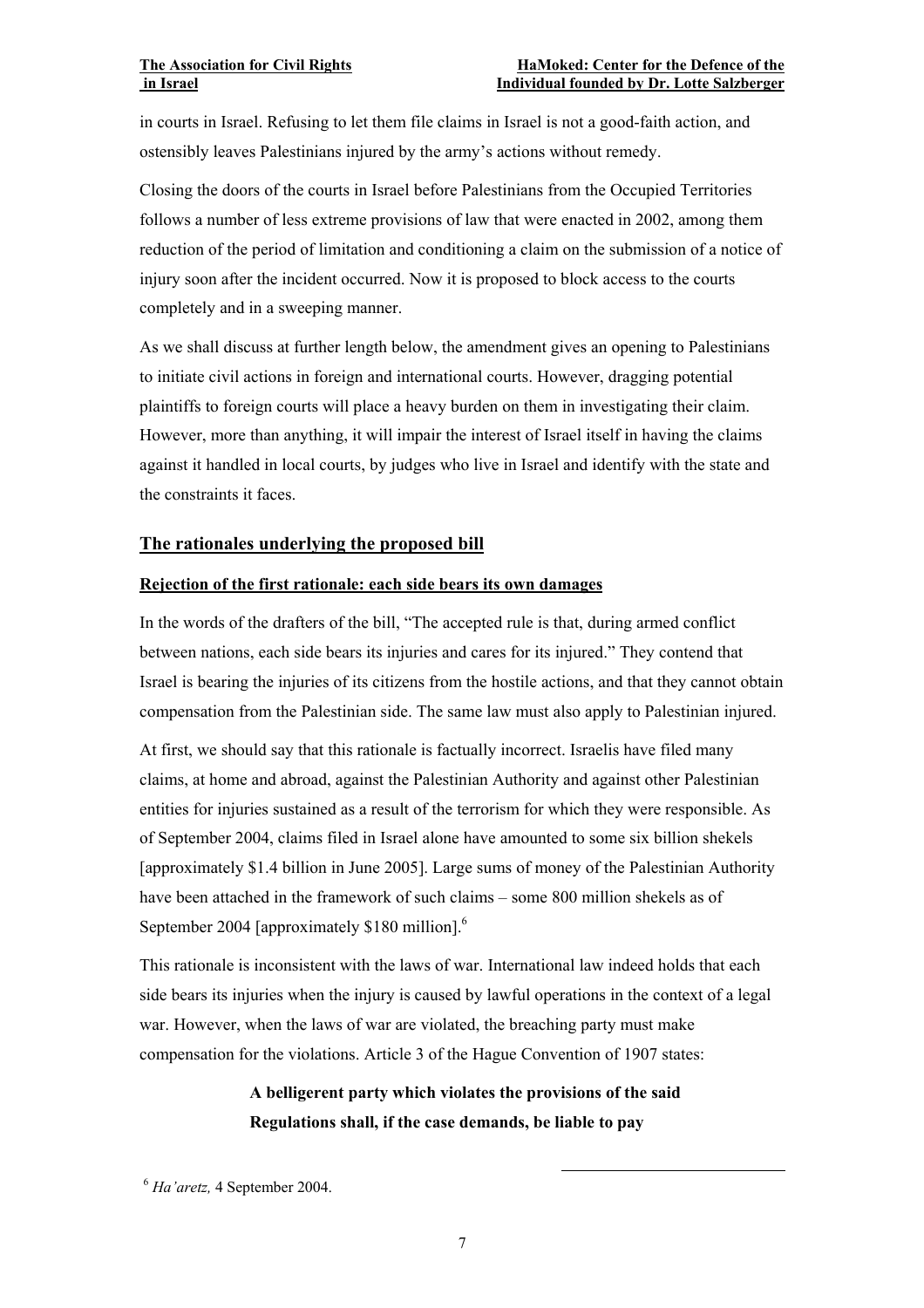in courts in Israel. Refusing to let them file claims in Israel is not a good-faith action, and ostensibly leaves Palestinians injured by the army's actions without remedy.

Closing the doors of the courts in Israel before Palestinians from the Occupied Territories follows a number of less extreme provisions of law that were enacted in 2002, among them reduction of the period of limitation and conditioning a claim on the submission of a notice of injury soon after the incident occurred. Now it is proposed to block access to the courts completely and in a sweeping manner.

As we shall discuss at further length below, the amendment gives an opening to Palestinians to initiate civil actions in foreign and international courts. However, dragging potential plaintiffs to foreign courts will place a heavy burden on them in investigating their claim. However, more than anything, it will impair the interest of Israel itself in having the claims against it handled in local courts, by judges who live in Israel and identify with the state and the constraints it faces.

## The rationales underlying the proposed bill

### Rejection of the first rationale: each side bears its own damages

In the words of the drafters of the bill, "The accepted rule is that, during armed conflict between nations, each side bears its injuries and cares for its injured." They contend that Israel is bearing the injuries of its citizens from the hostile actions, and that they cannot obtain compensation from the Palestinian side. The same law must also apply to Palestinian injured.

At first, we should say that this rationale is factually incorrect. Israelis have filed many claims, at home and abroad, against the Palestinian Authority and against other Palestinian entities for injuries sustained as a result of the terrorism for which they were responsible. As of September 2004, claims filed in Israel alone have amounted to some six billion shekels [approximately $1.4 billion in June 2005]. Large sums of money of the Palestinian Authority have been attached in the framework of such claims – some 800 million shekels as of September 2004 [approximately $180 million].[6]

This rationale is inconsistent with the laws of war. International law indeed holds that each side bears its injuries when the injury is caused by lawful operations in the context of a legal war. However, when the laws of war are violated, the breaching party must make compensation for the violations. Article 3 of the Hague Convention of 1907 states:

> **A belligerent party which violates the provisions of the said Regulations shall, if the case demands, be liable to pay**

[6] *Ha'aretz,* 4 September 2004.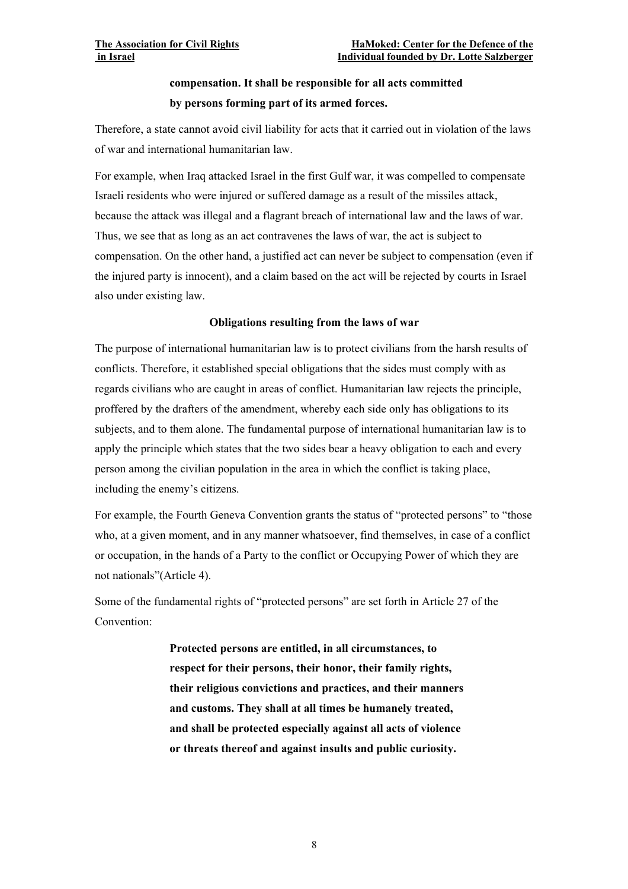> **compensation. It shall be responsible for all acts committed by persons forming part of its armed forces.**

Therefore, a state cannot avoid civil liability for acts that it carried out in violation of the laws of war and international humanitarian law.

For example, when Iraq attacked Israel in the first Gulf war, it was compelled to compensate Israeli residents who were injured or suffered damage as a result of the missiles attack, because the attack was illegal and a flagrant breach of international law and the laws of war. Thus, we see that as long as an act contravenes the laws of war, the act is subject to compensation. On the other hand, a justified act can never be subject to compensation (even if the injured party is innocent), and a claim based on the act will be rejected by courts in Israel also under existing law.

**Obligations resulting from the laws of war**

The purpose of international humanitarian law is to protect civilians from the harsh results of conflicts. Therefore, it established special obligations that the sides must comply with as regards civilians who are caught in areas of conflict. Humanitarian law rejects the principle, proffered by the drafters of the amendment, whereby each side only has obligations to its subjects, and to them alone. The fundamental purpose of international humanitarian law is to apply the principle which states that the two sides bear a heavy obligation to each and every person among the civilian population in the area in which the conflict is taking place, including the enemy's citizens.

For example, the Fourth Geneva Convention grants the status of "protected persons" to "those who, at a given moment, and in any manner whatsoever, find themselves, in case of a conflict or occupation, in the hands of a Party to the conflict or Occupying Power of which they are not nationals"(Article 4).

Some of the fundamental rights of "protected persons" are set forth in Article 27 of the Convention:

> **Protected persons are entitled, in all circumstances, to respect for their persons, their honor, their family rights, their religious convictions and practices, and their manners and customs. They shall at all times be humanely treated, and shall be protected especially against all acts of violence or threats thereof and against insults and public curiosity.**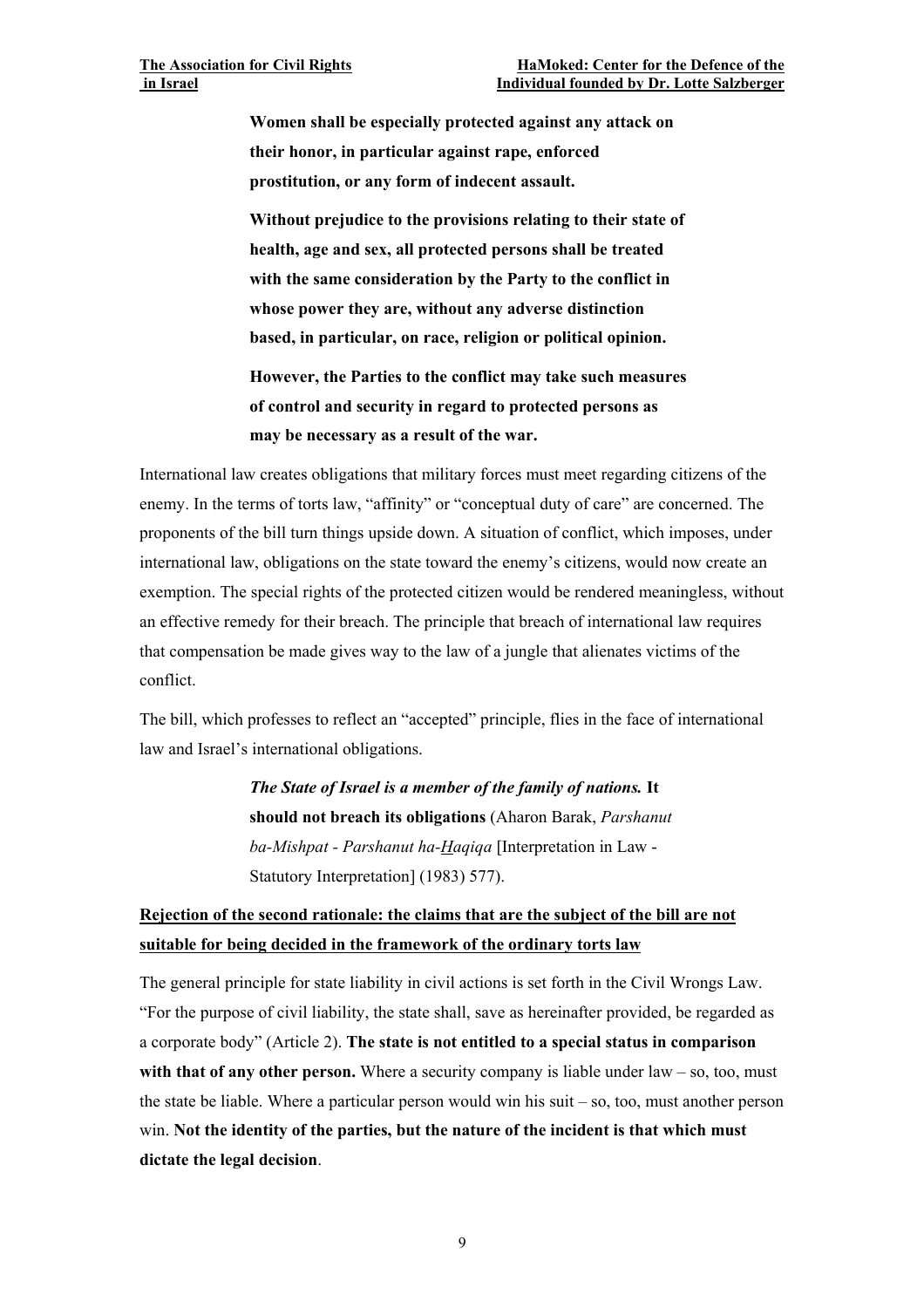> **Women shall be especially protected against any attack on their honor, in particular against rape, enforced prostitution, or any form of indecent assault.**
>
> **Without prejudice to the provisions relating to their state of health, age and sex, all protected persons shall be treated with the same consideration by the Party to the conflict in whose power they are, without any adverse distinction based, in particular, on race, religion or political opinion.**
>
> **However, the Parties to the conflict may take such measures of control and security in regard to protected persons as may be necessary as a result of the war.**

International law creates obligations that military forces must meet regarding citizens of the enemy. In the terms of torts law, "affinity" or "conceptual duty of care" are concerned. The proponents of the bill turn things upside down. A situation of conflict, which imposes, under international law, obligations on the state toward the enemy's citizens, would now create an exemption. The special rights of the protected citizen would be rendered meaningless, without an effective remedy for their breach. The principle that breach of international law requires that compensation be made gives way to the law of a jungle that alienates victims of the conflict.

The bill, which professes to reflect an "accepted" principle, flies in the face of international law and Israel's international obligations.

> ***The State of Israel is a member of the family of nations.* It should not breach its obligations** (Aharon Barak, *Parshanut ba-Mishpat - Parshanut ha-Haqiqa* [Interpretation in Law - Statutory Interpretation] (1983) 577).

## Rejection of the second rationale: the claims that are the subject of the bill are not suitable for being decided in the framework of the ordinary torts law

The general principle for state liability in civil actions is set forth in the Civil Wrongs Law. "For the purpose of civil liability, the state shall, save as hereinafter provided, be regarded as a corporate body" (Article 2). **The state is not entitled to a special status in comparison with that of any other person.** Where a security company is liable under law – so, too, must the state be liable. Where a particular person would win his suit – so, too, must another person win. **Not the identity of the parties, but the nature of the incident is that which must dictate the legal decision**.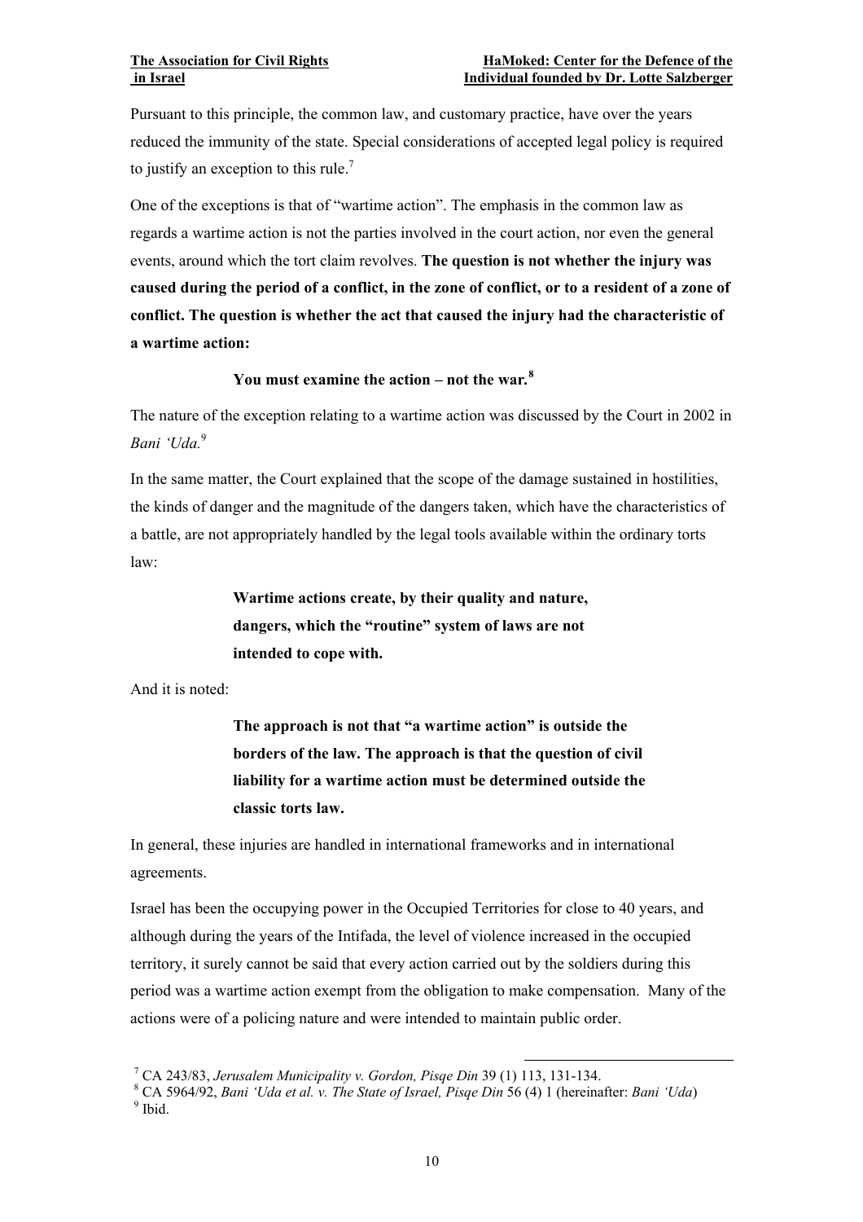Pursuant to this principle, the common law, and customary practice, have over the years reduced the immunity of the state. Special considerations of accepted legal policy is required to justify an exception to this rule.[7]

One of the exceptions is that of "wartime action". The emphasis in the common law as regards a wartime action is not the parties involved in the court action, nor even the general events, around which the tort claim revolves. **The question is not whether the injury was caused during the period of a conflict, in the zone of conflict, or to a resident of a zone of conflict. The question is whether the act that caused the injury had the characteristic of a wartime action:**

> **You must examine the action – not the war.**[8]

The nature of the exception relating to a wartime action was discussed by the Court in 2002 in *Bani 'Uda.*[9]

In the same matter, the Court explained that the scope of the damage sustained in hostilities, the kinds of danger and the magnitude of the dangers taken, which have the characteristics of a battle, are not appropriately handled by the legal tools available within the ordinary torts law:

> **Wartime actions create, by their quality and nature, dangers, which the "routine" system of laws are not intended to cope with.**

And it is noted:

> **The approach is not that "a wartime action" is outside the borders of the law. The approach is that the question of civil liability for a wartime action must be determined outside the classic torts law.**

In general, these injuries are handled in international frameworks and in international agreements.

Israel has been the occupying power in the Occupied Territories for close to 40 years, and although during the years of the Intifada, the level of violence increased in the occupied territory, it surely cannot be said that every action carried out by the soldiers during this period was a wartime action exempt from the obligation to make compensation. Many of the actions were of a policing nature and were intended to maintain public order.

---

[7] CA 243/83, *Jerusalem Municipality v. Gordon, Pisqe Din* 39 (1) 113, 131-134.

[8] CA 5964/92, *Bani 'Uda et al. v. The State of Israel, Pisqe Din* 56 (4) 1 (hereinafter: *Bani 'Uda*)

[9] Ibid.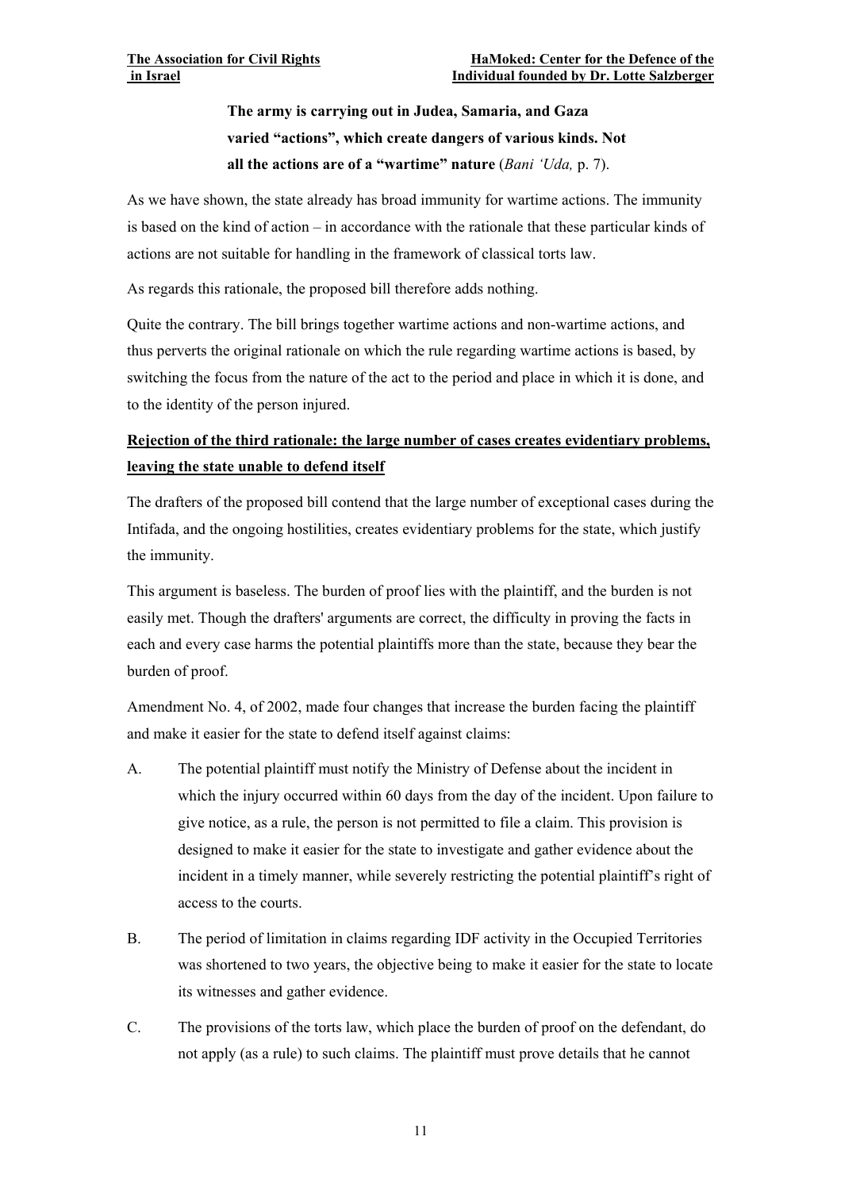> **The army is carrying out in Judea, Samaria, and Gaza varied "actions", which create dangers of various kinds. Not all the actions are of a "wartime" nature** (*Bani 'Uda,* p. 7).

As we have shown, the state already has broad immunity for wartime actions. The immunity is based on the kind of action – in accordance with the rationale that these particular kinds of actions are not suitable for handling in the framework of classical torts law.

As regards this rationale, the proposed bill therefore adds nothing.

Quite the contrary. The bill brings together wartime actions and non-wartime actions, and thus perverts the original rationale on which the rule regarding wartime actions is based, by switching the focus from the nature of the act to the period and place in which it is done, and to the identity of the person injured.

**<u>Rejection of the third rationale: the large number of cases creates evidentiary problems, leaving the state unable to defend itself</u>**

The drafters of the proposed bill contend that the large number of exceptional cases during the Intifada, and the ongoing hostilities, creates evidentiary problems for the state, which justify the immunity.

This argument is baseless. The burden of proof lies with the plaintiff, and the burden is not easily met. Though the drafters' arguments are correct, the difficulty in proving the facts in each and every case harms the potential plaintiffs more than the state, because they bear the burden of proof.

Amendment No. 4, of 2002, made four changes that increase the burden facing the plaintiff and make it easier for the state to defend itself against claims:

A. The potential plaintiff must notify the Ministry of Defense about the incident in which the injury occurred within 60 days from the day of the incident. Upon failure to give notice, as a rule, the person is not permitted to file a claim. This provision is designed to make it easier for the state to investigate and gather evidence about the incident in a timely manner, while severely restricting the potential plaintiff's right of access to the courts.

B. The period of limitation in claims regarding IDF activity in the Occupied Territories was shortened to two years, the objective being to make it easier for the state to locate its witnesses and gather evidence.

C. The provisions of the torts law, which place the burden of proof on the defendant, do not apply (as a rule) to such claims. The plaintiff must prove details that he cannot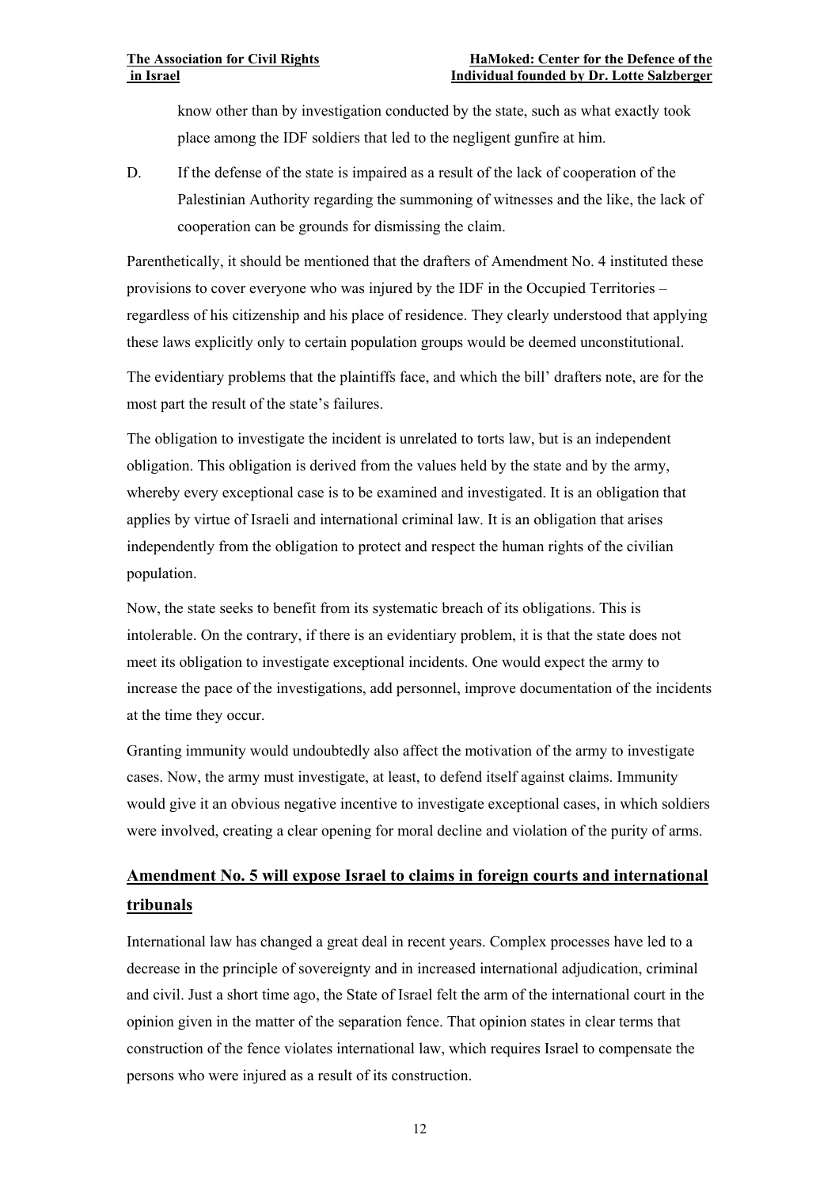know other than by investigation conducted by the state, such as what exactly took place among the IDF soldiers that led to the negligent gunfire at him.

D. If the defense of the state is impaired as a result of the lack of cooperation of the Palestinian Authority regarding the summoning of witnesses and the like, the lack of cooperation can be grounds for dismissing the claim.

Parenthetically, it should be mentioned that the drafters of Amendment No. 4 instituted these provisions to cover everyone who was injured by the IDF in the Occupied Territories – regardless of his citizenship and his place of residence. They clearly understood that applying these laws explicitly only to certain population groups would be deemed unconstitutional.

The evidentiary problems that the plaintiffs face, and which the bill' drafters note, are for the most part the result of the state's failures.

The obligation to investigate the incident is unrelated to torts law, but is an independent obligation. This obligation is derived from the values held by the state and by the army, whereby every exceptional case is to be examined and investigated. It is an obligation that applies by virtue of Israeli and international criminal law. It is an obligation that arises independently from the obligation to protect and respect the human rights of the civilian population.

Now, the state seeks to benefit from its systematic breach of its obligations. This is intolerable. On the contrary, if there is an evidentiary problem, it is that the state does not meet its obligation to investigate exceptional incidents. One would expect the army to increase the pace of the investigations, add personnel, improve documentation of the incidents at the time they occur.

Granting immunity would undoubtedly also affect the motivation of the army to investigate cases. Now, the army must investigate, at least, to defend itself against claims. Immunity would give it an obvious negative incentive to investigate exceptional cases, in which soldiers were involved, creating a clear opening for moral decline and violation of the purity of arms.

## Amendment No. 5 will expose Israel to claims in foreign courts and international tribunals

International law has changed a great deal in recent years. Complex processes have led to a decrease in the principle of sovereignty and in increased international adjudication, criminal and civil. Just a short time ago, the State of Israel felt the arm of the international court in the opinion given in the matter of the separation fence. That opinion states in clear terms that construction of the fence violates international law, which requires Israel to compensate the persons who were injured as a result of its construction.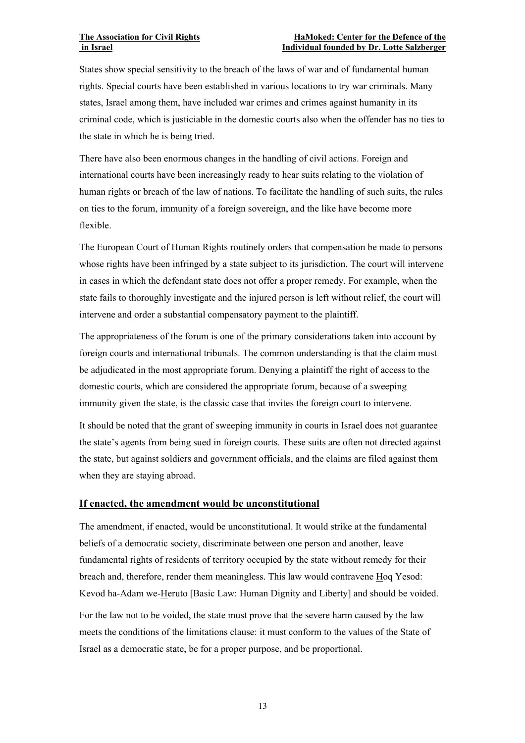States show special sensitivity to the breach of the laws of war and of fundamental human rights. Special courts have been established in various locations to try war criminals. Many states, Israel among them, have included war crimes and crimes against humanity in its criminal code, which is justiciable in the domestic courts also when the offender has no ties to the state in which he is being tried.

There have also been enormous changes in the handling of civil actions. Foreign and international courts have been increasingly ready to hear suits relating to the violation of human rights or breach of the law of nations. To facilitate the handling of such suits, the rules on ties to the forum, immunity of a foreign sovereign, and the like have become more flexible.

The European Court of Human Rights routinely orders that compensation be made to persons whose rights have been infringed by a state subject to its jurisdiction. The court will intervene in cases in which the defendant state does not offer a proper remedy. For example, when the state fails to thoroughly investigate and the injured person is left without relief, the court will intervene and order a substantial compensatory payment to the plaintiff.

The appropriateness of the forum is one of the primary considerations taken into account by foreign courts and international tribunals. The common understanding is that the claim must be adjudicated in the most appropriate forum. Denying a plaintiff the right of access to the domestic courts, which are considered the appropriate forum, because of a sweeping immunity given the state, is the classic case that invites the foreign court to intervene.

It should be noted that the grant of sweeping immunity in courts in Israel does not guarantee the state's agents from being sued in foreign courts. These suits are often not directed against the state, but against soldiers and government officials, and the claims are filed against them when they are staying abroad.

## If enacted, the amendment would be unconstitutional

The amendment, if enacted, would be unconstitutional. It would strike at the fundamental beliefs of a democratic society, discriminate between one person and another, leave fundamental rights of residents of territory occupied by the state without remedy for their breach and, therefore, render them meaningless. This law would contravene Hoq Yesod: Kevod ha-Adam we-Heruto [Basic Law: Human Dignity and Liberty] and should be voided.

For the law not to be voided, the state must prove that the severe harm caused by the law meets the conditions of the limitations clause: it must conform to the values of the State of Israel as a democratic state, be for a proper purpose, and be proportional.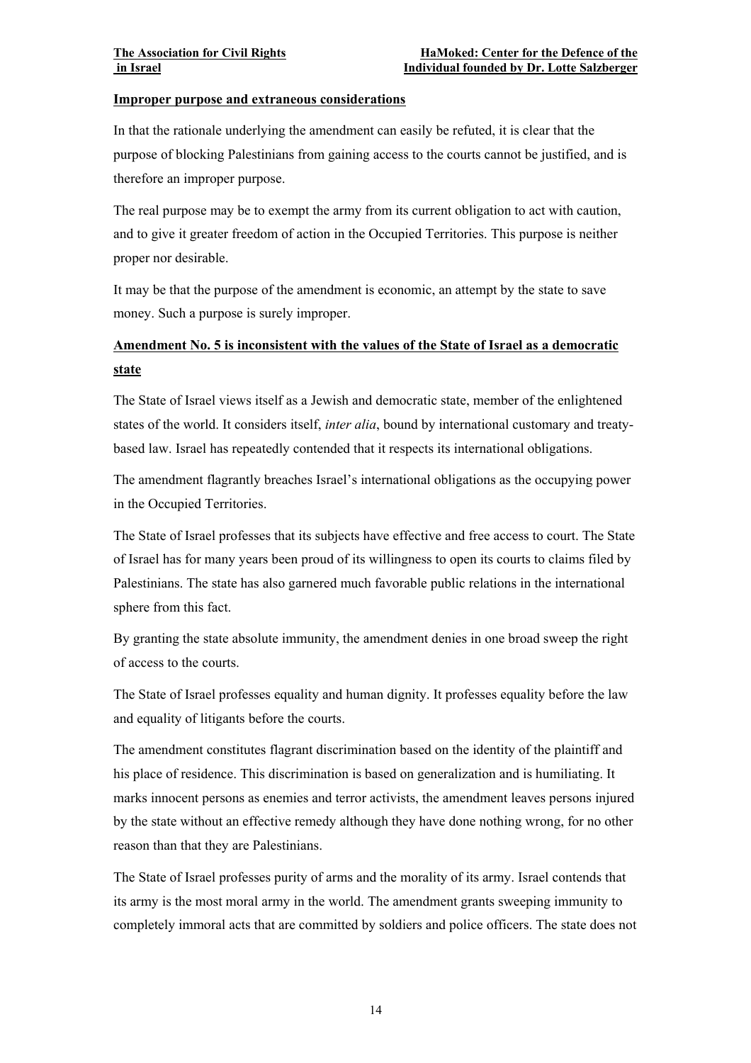**Improper purpose and extraneous considerations**

In that the rationale underlying the amendment can easily be refuted, it is clear that the purpose of blocking Palestinians from gaining access to the courts cannot be justified, and is therefore an improper purpose.

The real purpose may be to exempt the army from its current obligation to act with caution, and to give it greater freedom of action in the Occupied Territories. This purpose is neither proper nor desirable.

It may be that the purpose of the amendment is economic, an attempt by the state to save money. Such a purpose is surely improper.

**Amendment No. 5 is inconsistent with the values of the State of Israel as a democratic state**

The State of Israel views itself as a Jewish and democratic state, member of the enlightened states of the world. It considers itself, *inter alia*, bound by international customary and treaty-based law. Israel has repeatedly contended that it respects its international obligations.

The amendment flagrantly breaches Israel's international obligations as the occupying power in the Occupied Territories.

The State of Israel professes that its subjects have effective and free access to court. The State of Israel has for many years been proud of its willingness to open its courts to claims filed by Palestinians. The state has also garnered much favorable public relations in the international sphere from this fact.

By granting the state absolute immunity, the amendment denies in one broad sweep the right of access to the courts.

The State of Israel professes equality and human dignity. It professes equality before the law and equality of litigants before the courts.

The amendment constitutes flagrant discrimination based on the identity of the plaintiff and his place of residence. This discrimination is based on generalization and is humiliating. It marks innocent persons as enemies and terror activists, the amendment leaves persons injured by the state without an effective remedy although they have done nothing wrong, for no other reason than that they are Palestinians.

The State of Israel professes purity of arms and the morality of its army. Israel contends that its army is the most moral army in the world. The amendment grants sweeping immunity to completely immoral acts that are committed by soldiers and police officers. The state does not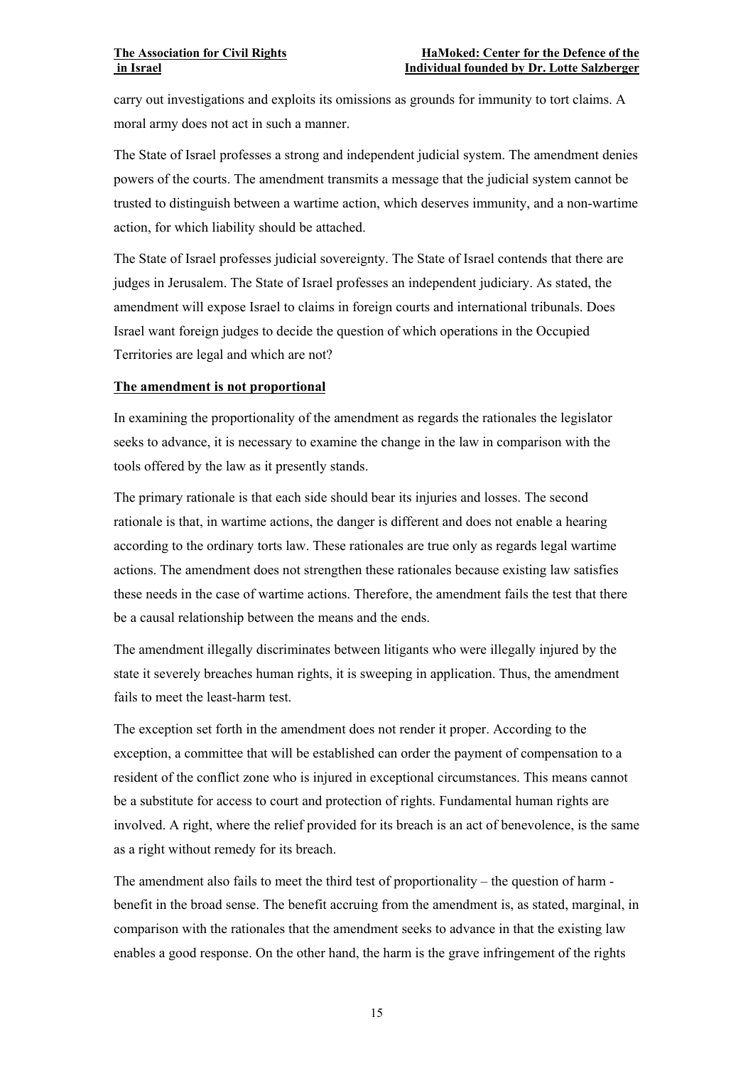carry out investigations and exploits its omissions as grounds for immunity to tort claims. A moral army does not act in such a manner.

The State of Israel professes a strong and independent judicial system. The amendment denies powers of the courts. The amendment transmits a message that the judicial system cannot be trusted to distinguish between a wartime action, which deserves immunity, and a non-wartime action, for which liability should be attached.

The State of Israel professes judicial sovereignty. The State of Israel contends that there are judges in Jerusalem. The State of Israel professes an independent judiciary. As stated, the amendment will expose Israel to claims in foreign courts and international tribunals. Does Israel want foreign judges to decide the question of which operations in the Occupied Territories are legal and which are not?

**<u>The amendment is not proportional</u>**

In examining the proportionality of the amendment as regards the rationales the legislator seeks to advance, it is necessary to examine the change in the law in comparison with the tools offered by the law as it presently stands.

The primary rationale is that each side should bear its injuries and losses. The second rationale is that, in wartime actions, the danger is different and does not enable a hearing according to the ordinary torts law. These rationales are true only as regards legal wartime actions. The amendment does not strengthen these rationales because existing law satisfies these needs in the case of wartime actions. Therefore, the amendment fails the test that there be a causal relationship between the means and the ends.

The amendment illegally discriminates between litigants who were illegally injured by the state it severely breaches human rights, it is sweeping in application. Thus, the amendment fails to meet the least-harm test.

The exception set forth in the amendment does not render it proper. According to the exception, a committee that will be established can order the payment of compensation to a resident of the conflict zone who is injured in exceptional circumstances. This means cannot be a substitute for access to court and protection of rights. Fundamental human rights are involved. A right, where the relief provided for its breach is an act of benevolence, is the same as a right without remedy for its breach.

The amendment also fails to meet the third test of proportionality – the question of harm - benefit in the broad sense. The benefit accruing from the amendment is, as stated, marginal, in comparison with the rationales that the amendment seeks to advance in that the existing law enables a good response. On the other hand, the harm is the grave infringement of the rights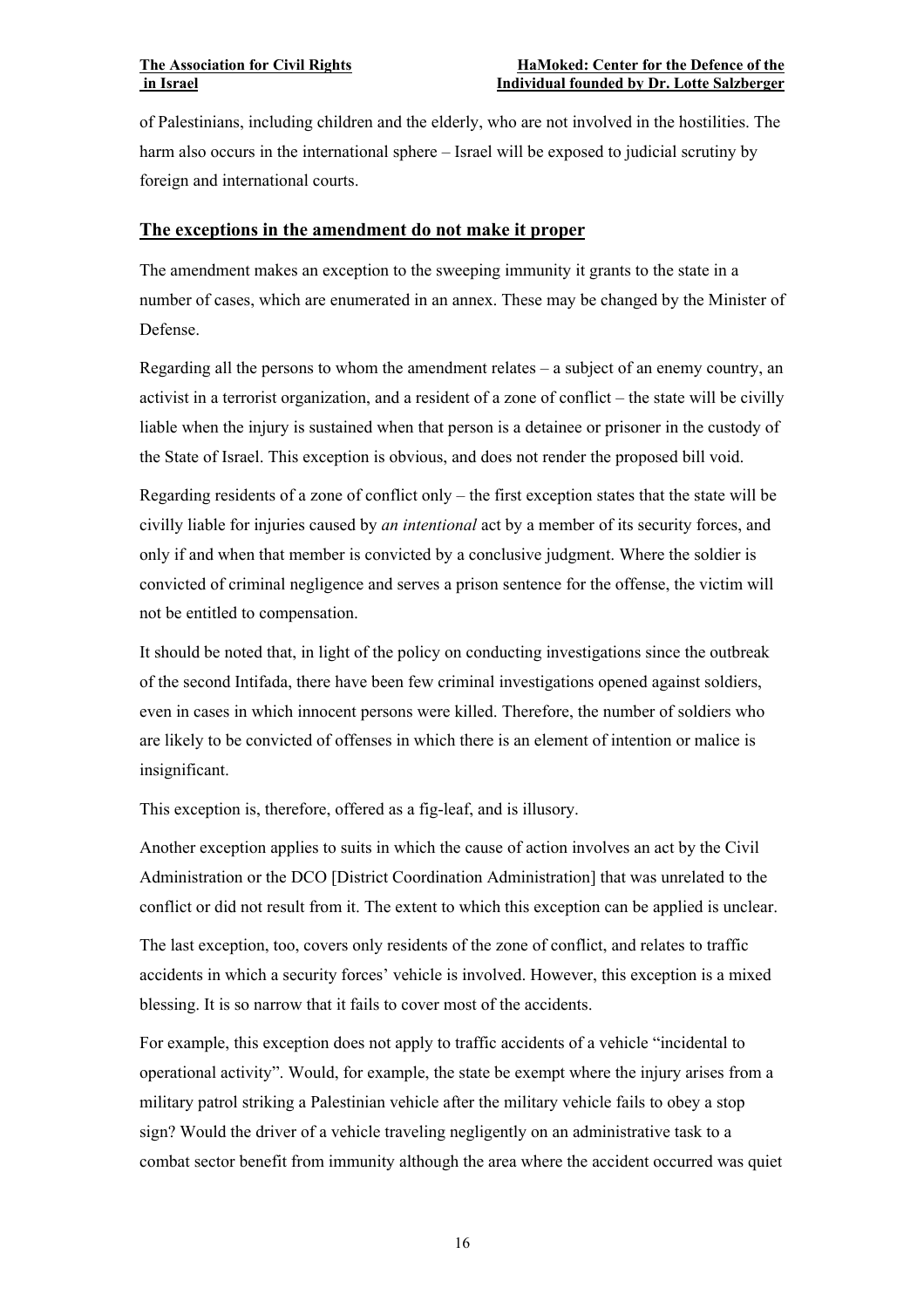of Palestinians, including children and the elderly, who are not involved in the hostilities. The harm also occurs in the international sphere – Israel will be exposed to judicial scrutiny by foreign and international courts.

## The exceptions in the amendment do not make it proper

The amendment makes an exception to the sweeping immunity it grants to the state in a number of cases, which are enumerated in an annex. These may be changed by the Minister of Defense.

Regarding all the persons to whom the amendment relates – a subject of an enemy country, an activist in a terrorist organization, and a resident of a zone of conflict – the state will be civilly liable when the injury is sustained when that person is a detainee or prisoner in the custody of the State of Israel. This exception is obvious, and does not render the proposed bill void.

Regarding residents of a zone of conflict only – the first exception states that the state will be civilly liable for injuries caused by *an intentional* act by a member of its security forces, and only if and when that member is convicted by a conclusive judgment. Where the soldier is convicted of criminal negligence and serves a prison sentence for the offense, the victim will not be entitled to compensation.

It should be noted that, in light of the policy on conducting investigations since the outbreak of the second Intifada, there have been few criminal investigations opened against soldiers, even in cases in which innocent persons were killed. Therefore, the number of soldiers who are likely to be convicted of offenses in which there is an element of intention or malice is insignificant.

This exception is, therefore, offered as a fig-leaf, and is illusory.

Another exception applies to suits in which the cause of action involves an act by the Civil Administration or the DCO [District Coordination Administration] that was unrelated to the conflict or did not result from it. The extent to which this exception can be applied is unclear.

The last exception, too, covers only residents of the zone of conflict, and relates to traffic accidents in which a security forces' vehicle is involved. However, this exception is a mixed blessing. It is so narrow that it fails to cover most of the accidents.

For example, this exception does not apply to traffic accidents of a vehicle "incidental to operational activity". Would, for example, the state be exempt where the injury arises from a military patrol striking a Palestinian vehicle after the military vehicle fails to obey a stop sign? Would the driver of a vehicle traveling negligently on an administrative task to a combat sector benefit from immunity although the area where the accident occurred was quiet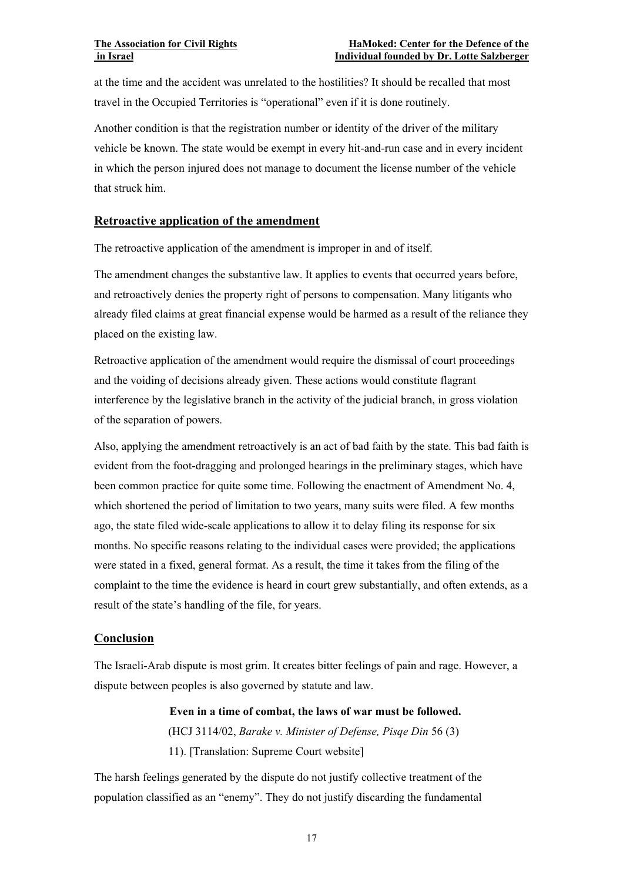at the time and the accident was unrelated to the hostilities? It should be recalled that most travel in the Occupied Territories is "operational" even if it is done routinely.

Another condition is that the registration number or identity of the driver of the military vehicle be known. The state would be exempt in every hit-and-run case and in every incident in which the person injured does not manage to document the license number of the vehicle that struck him.

## Retroactive application of the amendment

The retroactive application of the amendment is improper in and of itself.

The amendment changes the substantive law. It applies to events that occurred years before, and retroactively denies the property right of persons to compensation. Many litigants who already filed claims at great financial expense would be harmed as a result of the reliance they placed on the existing law.

Retroactive application of the amendment would require the dismissal of court proceedings and the voiding of decisions already given. These actions would constitute flagrant interference by the legislative branch in the activity of the judicial branch, in gross violation of the separation of powers.

Also, applying the amendment retroactively is an act of bad faith by the state. This bad faith is evident from the foot-dragging and prolonged hearings in the preliminary stages, which have been common practice for quite some time. Following the enactment of Amendment No. 4, which shortened the period of limitation to two years, many suits were filed. A few months ago, the state filed wide-scale applications to allow it to delay filing its response for six months. No specific reasons relating to the individual cases were provided; the applications were stated in a fixed, general format. As a result, the time it takes from the filing of the complaint to the time the evidence is heard in court grew substantially, and often extends, as a result of the state's handling of the file, for years.

## Conclusion

The Israeli-Arab dispute is most grim. It creates bitter feelings of pain and rage. However, a dispute between peoples is also governed by statute and law.

> **Even in a time of combat, the laws of war must be followed.**
> (HCJ 3114/02, *Barake v. Minister of Defense, Pisqe Din* 56 (3) 11). [Translation: Supreme Court website]

The harsh feelings generated by the dispute do not justify collective treatment of the population classified as an "enemy". They do not justify discarding the fundamental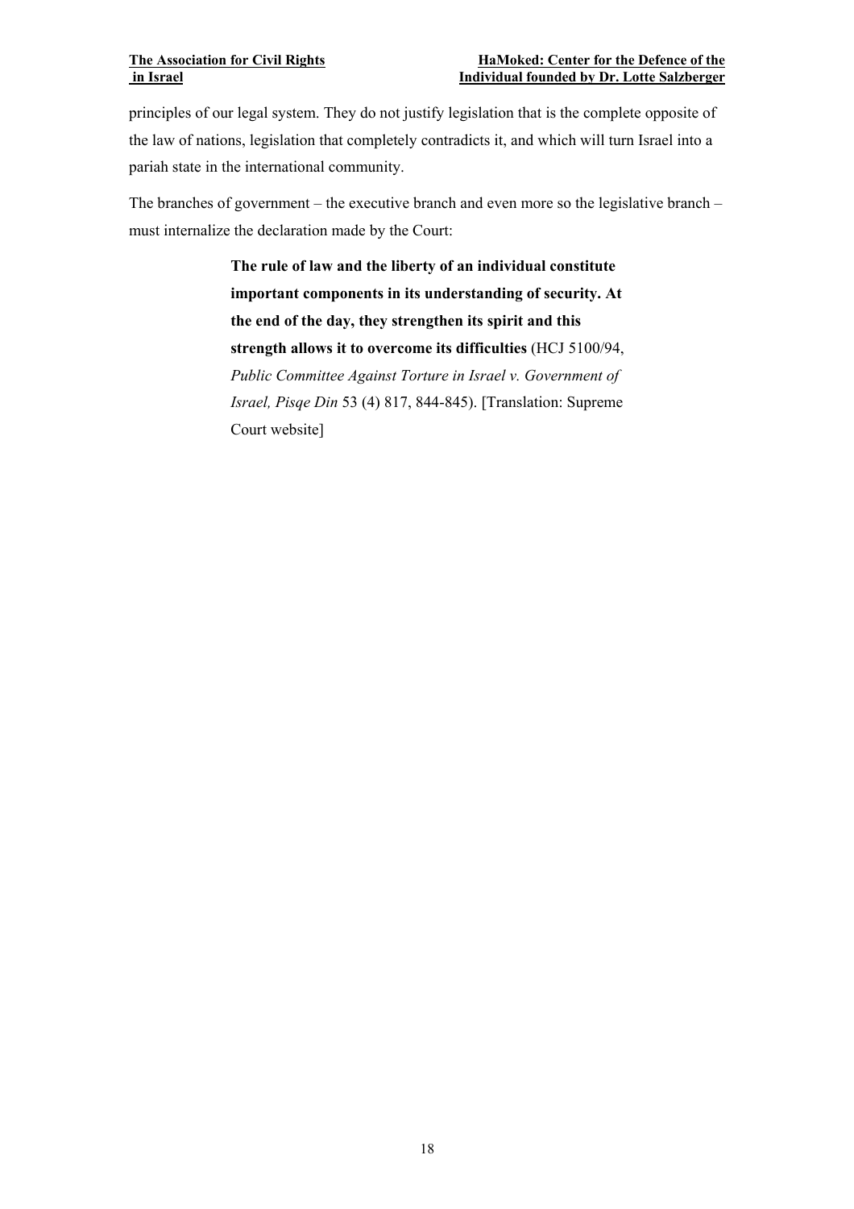principles of our legal system. They do not justify legislation that is the complete opposite of the law of nations, legislation that completely contradicts it, and which will turn Israel into a pariah state in the international community.

The branches of government – the executive branch and even more so the legislative branch – must internalize the declaration made by the Court:

> **The rule of law and the liberty of an individual constitute important components in its understanding of security. At the end of the day, they strengthen its spirit and this strength allows it to overcome its difficulties** (HCJ 5100/94, *Public Committee Against Torture in Israel v. Government of Israel, Pisqe Din* 53 (4) 817, 844-845). [Translation: Supreme Court website]